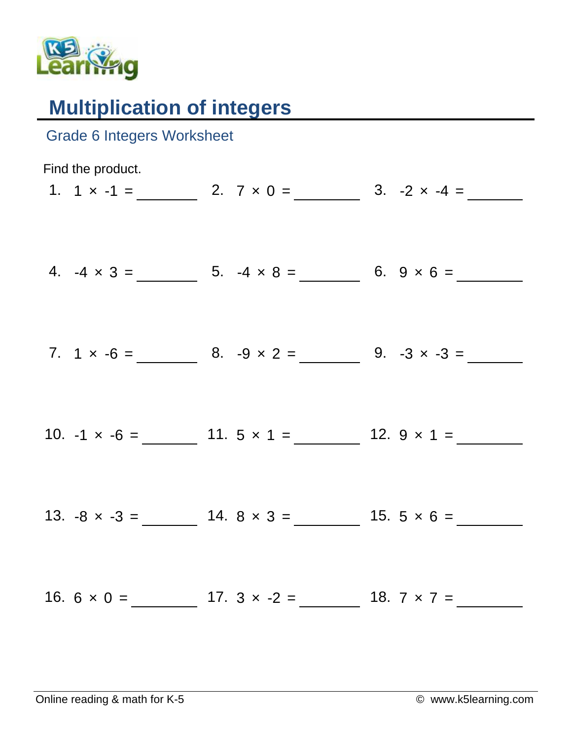# Multiplication of integers

## Grade 6 Integers Worksheet

Find the product.

1. $1 \times -1 =$ ______
2. $7 \times 0 =$ ______
3. $-2 \times -4 =$ ______
4. $-4 \times 3 =$ ______
5. $-4 \times 8 =$ ______
6. $9 \times 6 =$ ______
7. $1 \times -6 =$ ______
8. $-9 \times 2 =$ ______
9. $-3 \times -3 =$ ______
10. $-1 \times -6 =$ ______
11. $5 \times 1 =$ ______
12. $9 \times 1 =$ ______
13. $-8 \times -3 =$ ______
14. $8 \times 3 =$ ______
15. $5 \times 6 =$ ______
16. $6 \times 0 =$ ______
17. $3 \times -2 =$ ______
18. $7 \times 7 =$ ______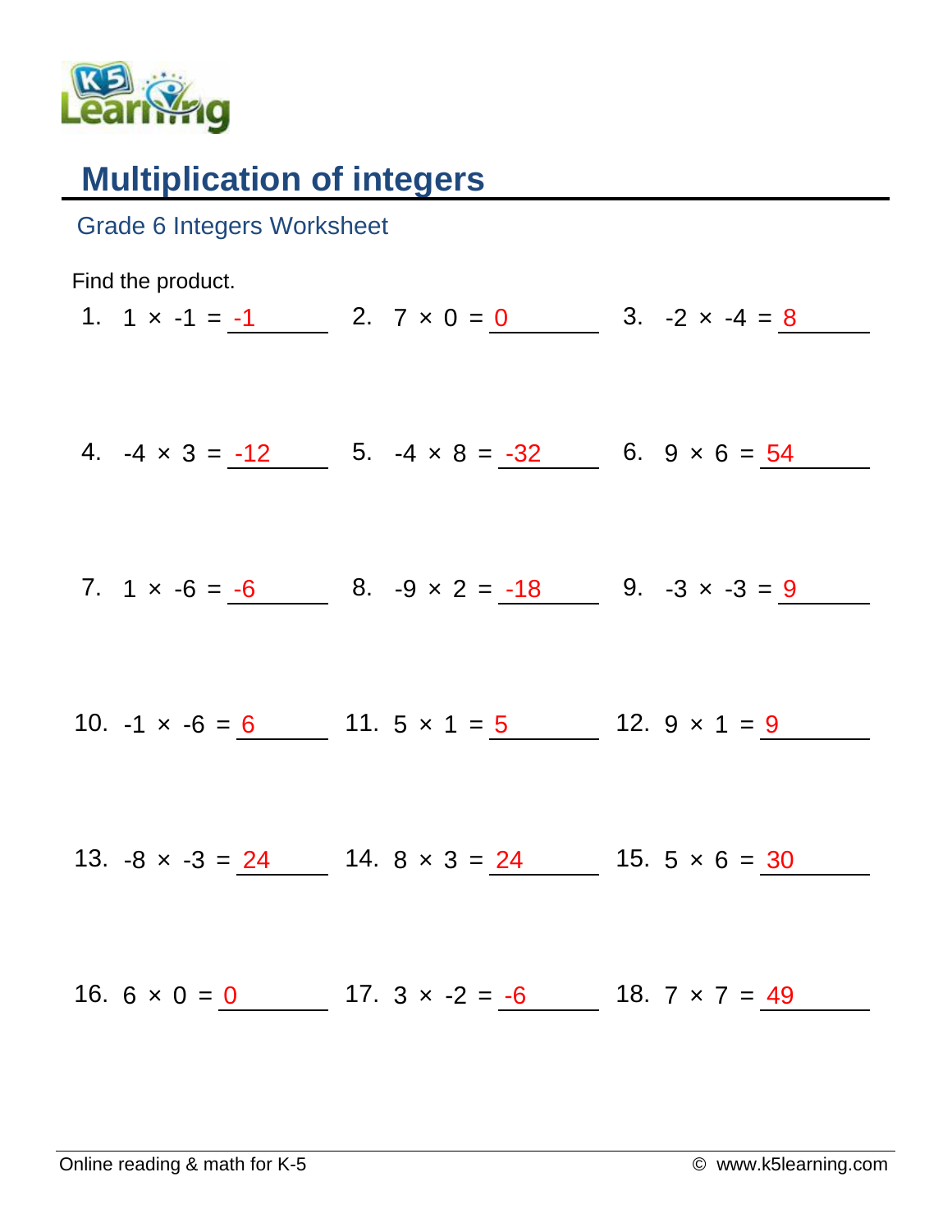# Multiplication of integers

## Grade 6 Integers Worksheet

Find the product.

1. $1 \times -1 =$ -1
2. $7 \times 0 =$ 0
3. $-2 \times -4 =$ 8
4. $-4 \times 3 =$ -12
5. $-4 \times 8 =$ -32
6. $9 \times 6 =$ 54
7. $1 \times -6 =$ -6
8. $-9 \times 2 =$ -18
9. $-3 \times -3 =$ 9
10. $-1 \times -6 =$ 6
11. $5 \times 1 =$ 5
12. $9 \times 1 =$ 9
13. $-8 \times -3 =$ 24
14. $8 \times 3 =$ 24
15. $5 \times 6 =$ 30
16. $6 \times 0 =$ 0
17. $3 \times -2 =$ -6
18. $7 \times 7 =$ 49